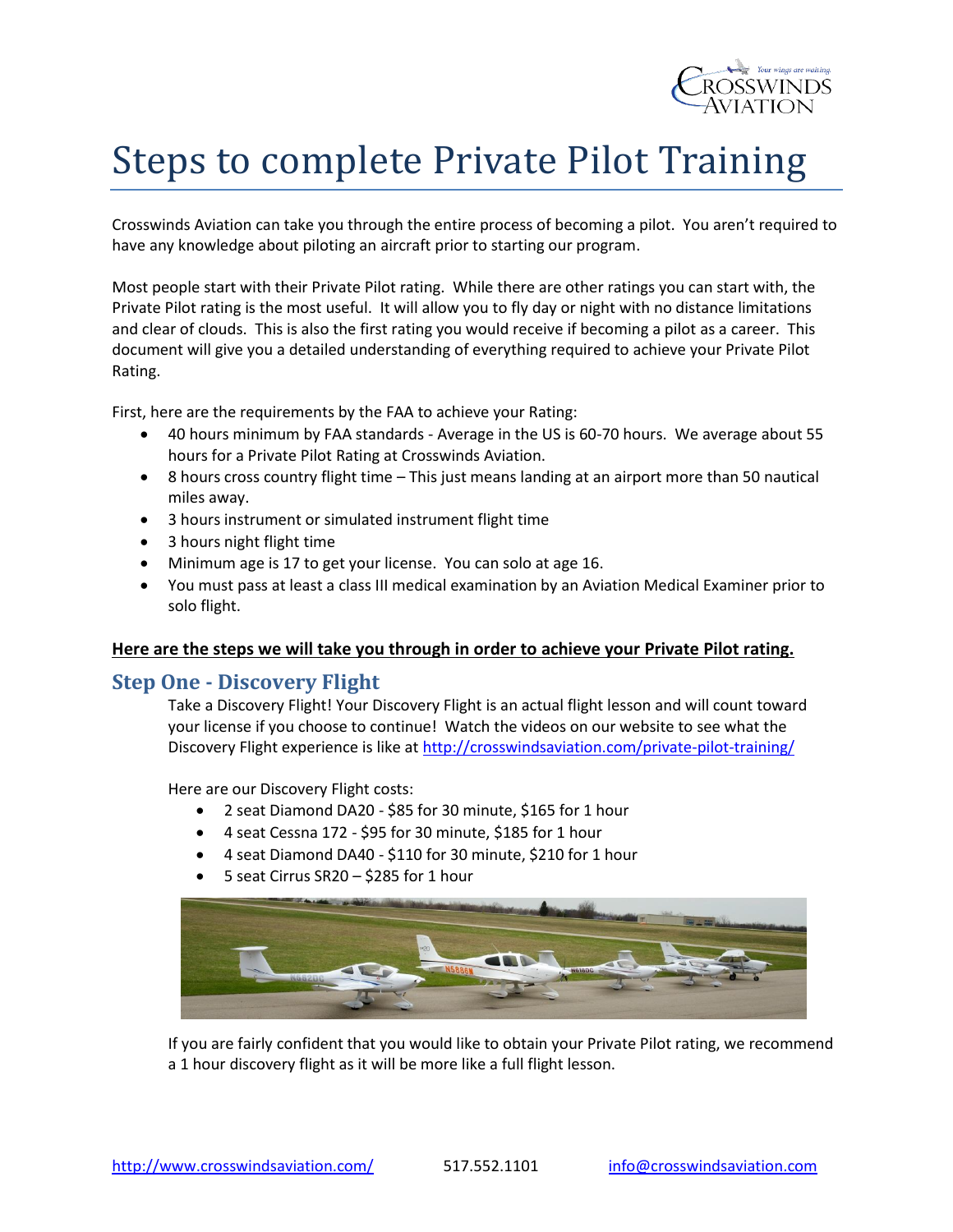# Steps to complete Private Pilot Training

Crosswinds Aviation can take you through the entire process of becoming a pilot. You aren't required to have any knowledge about piloting an aircraft prior to starting our program.

Most people start with their Private Pilot rating. While there are other ratings you can start with, the Private Pilot rating is the most useful. It will allow you to fly day or night with no distance limitations and clear of clouds. This is also the first rating you would receive if becoming a pilot as a career. This document will give you a detailed understanding of everything required to achieve your Private Pilot Rating.

First, here are the requirements by the FAA to achieve your Rating:

- 40 hours minimum by FAA standards - Average in the US is 60-70 hours. We average about 55 hours for a Private Pilot Rating at Crosswinds Aviation.
- 8 hours cross country flight time – This just means landing at an airport more than 50 nautical miles away.
- 3 hours instrument or simulated instrument flight time
- 3 hours night flight time
- Minimum age is 17 to get your license. You can solo at age 16.
- You must pass at least a class III medical examination by an Aviation Medical Examiner prior to solo flight.

**Here are the steps we will take you through in order to achieve your Private Pilot rating.**

## Step One - Discovery Flight

Take a Discovery Flight! Your Discovery Flight is an actual flight lesson and will count toward your license if you choose to continue! Watch the videos on our website to see what the Discovery Flight experience is like at http://crosswindsaviation.com/private-pilot-training/

Here are our Discovery Flight costs:

- 2 seat Diamond DA20 - $85 for 30 minute, $165 for 1 hour
- 4 seat Cessna 172 - $95 for 30 minute, $185 for 1 hour
- 4 seat Diamond DA40 - $110 for 30 minute, $210 for 1 hour
- 5 seat Cirrus SR20 – $285 for 1 hour

If you are fairly confident that you would like to obtain your Private Pilot rating, we recommend a 1 hour discovery flight as it will be more like a full flight lesson.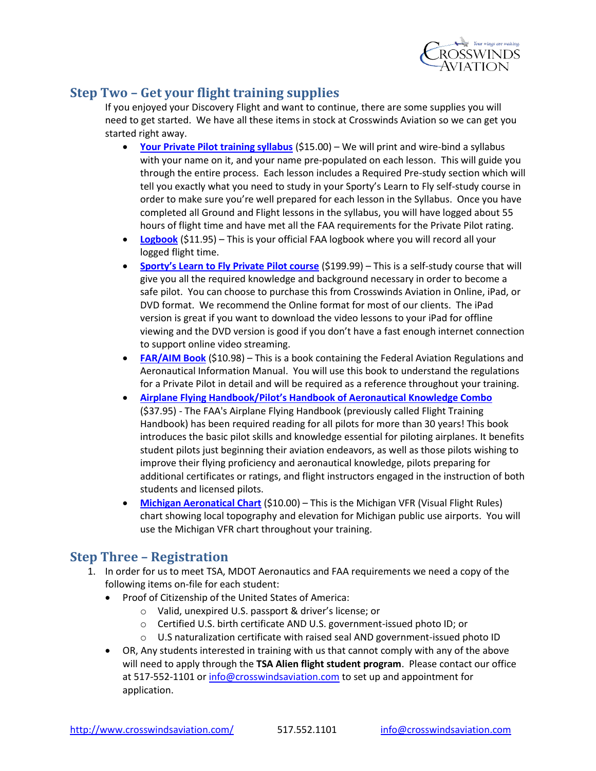## Step Two – Get your flight training supplies

If you enjoyed your Discovery Flight and want to continue, there are some supplies you will need to get started. We have all these items in stock at Crosswinds Aviation so we can get you started right away.

- **Your Private Pilot training syllabus** ($15.00) – We will print and wire-bind a syllabus with your name on it, and your name pre-populated on each lesson. This will guide you through the entire process. Each lesson includes a Required Pre-study section which will tell you exactly what you need to study in your Sporty's Learn to Fly self-study course in order to make sure you're well prepared for each lesson in the Syllabus. Once you have completed all Ground and Flight lessons in the syllabus, you will have logged about 55 hours of flight time and have met all the FAA requirements for the Private Pilot rating.
- **Logbook** ($11.95) – This is your official FAA logbook where you will record all your logged flight time.
- **Sporty's Learn to Fly Private Pilot course** ($199.99) – This is a self-study course that will give you all the required knowledge and background necessary in order to become a safe pilot. You can choose to purchase this from Crosswinds Aviation in Online, iPad, or DVD format. We recommend the Online format for most of our clients. The iPad version is great if you want to download the video lessons to your iPad for offline viewing and the DVD version is good if you don't have a fast enough internet connection to support online video streaming.
- **FAR/AIM Book** ($10.98) – This is a book containing the Federal Aviation Regulations and Aeronautical Information Manual. You will use this book to understand the regulations for a Private Pilot in detail and will be required as a reference throughout your training.
- **Airplane Flying Handbook/Pilot's Handbook of Aeronautical Knowledge Combo** ($37.95) - The FAA's Airplane Flying Handbook (previously called Flight Training Handbook) has been required reading for all pilots for more than 30 years! This book introduces the basic pilot skills and knowledge essential for piloting airplanes. It benefits student pilots just beginning their aviation endeavors, as well as those pilots wishing to improve their flying proficiency and aeronautical knowledge, pilots preparing for additional certificates or ratings, and flight instructors engaged in the instruction of both students and licensed pilots.
- **Michigan Aeronatical Chart** ($10.00) – This is the Michigan VFR (Visual Flight Rules) chart showing local topography and elevation for Michigan public use airports. You will use the Michigan VFR chart throughout your training.

## Step Three – Registration

1. In order for us to meet TSA, MDOT Aeronautics and FAA requirements we need a copy of the following items on-file for each student:
   - Proof of Citizenship of the United States of America:
     - Valid, unexpired U.S. passport & driver's license; or
     - Certified U.S. birth certificate AND U.S. government-issued photo ID; or
     - U.S naturalization certificate with raised seal AND government-issued photo ID
   - OR, Any students interested in training with us that cannot comply with any of the above will need to apply through the **TSA Alien flight student program**. Please contact our office at 517-552-1101 or info@crosswindsaviation.com to set up and appointment for application.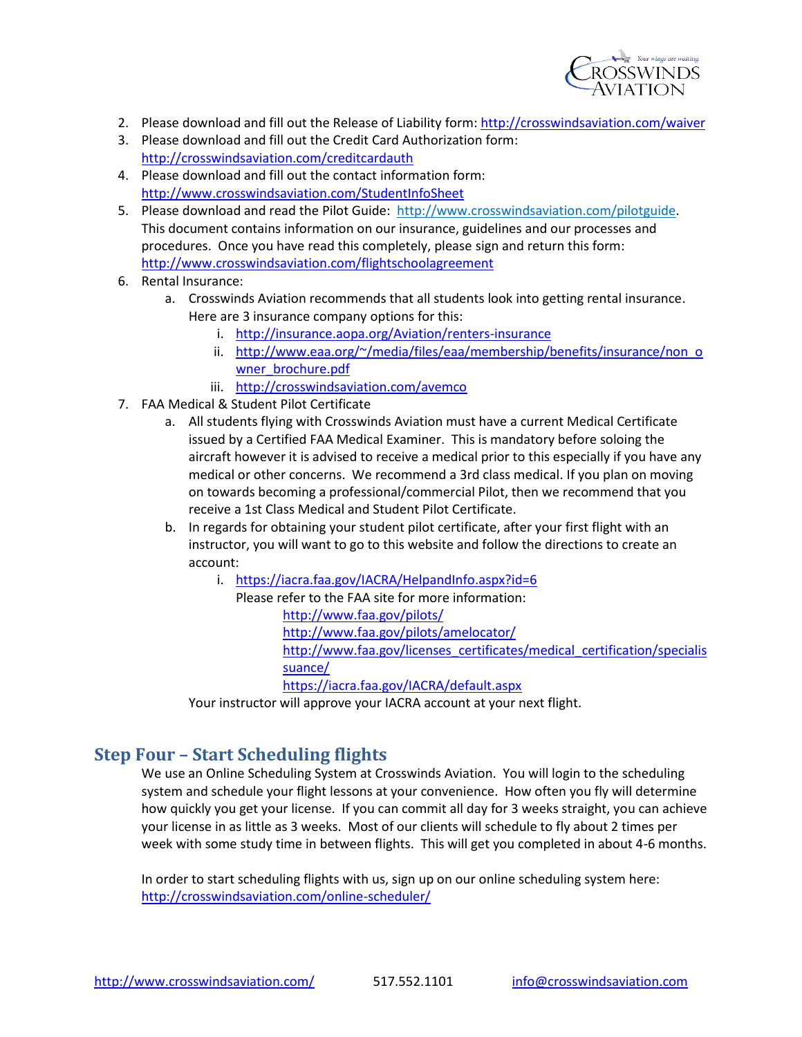2. Please download and fill out the Release of Liability form: http://crosswindsaviation.com/waiver
3. Please download and fill out the Credit Card Authorization form: http://crosswindsaviation.com/creditcardauth
4. Please download and fill out the contact information form: http://www.crosswindsaviation.com/StudentInfoSheet
5. Please download and read the Pilot Guide: http://www.crosswindsaviation.com/pilotguide. This document contains information on our insurance, guidelines and our processes and procedures. Once you have read this completely, please sign and return this form: http://www.crosswindsaviation.com/flightschoolagreement
6. Rental Insurance:
   a. Crosswinds Aviation recommends that all students look into getting rental insurance. Here are 3 insurance company options for this:
      i. http://insurance.aopa.org/Aviation/renters-insurance
      ii. http://www.eaa.org/~/media/files/eaa/membership/benefits/insurance/non_owner_brochure.pdf
      iii. http://crosswindsaviation.com/avemco
7. FAA Medical & Student Pilot Certificate
   a. All students flying with Crosswinds Aviation must have a current Medical Certificate issued by a Certified FAA Medical Examiner. This is mandatory before soloing the aircraft however it is advised to receive a medical prior to this especially if you have any medical or other concerns. We recommend a 3rd class medical. If you plan on moving on towards becoming a professional/commercial Pilot, then we recommend that you receive a 1st Class Medical and Student Pilot Certificate.
   b. In regards for obtaining your student pilot certificate, after your first flight with an instructor, you will want to go to this website and follow the directions to create an account:
      i. https://iacra.faa.gov/IACRA/HelpandInfo.aspx?id=6
         Please refer to the FAA site for more information:
         - http://www.faa.gov/pilots/
         - http://www.faa.gov/pilots/amelocator/
         - http://www.faa.gov/licenses_certificates/medical_certification/specialissuance/
         - https://iacra.faa.gov/IACRA/default.aspx

   Your instructor will approve your IACRA account at your next flight.

## Step Four – Start Scheduling flights

We use an Online Scheduling System at Crosswinds Aviation. You will login to the scheduling system and schedule your flight lessons at your convenience. How often you fly will determine how quickly you get your license. If you can commit all day for 3 weeks straight, you can achieve your license in as little as 3 weeks. Most of our clients will schedule to fly about 2 times per week with some study time in between flights. This will get you completed in about 4-6 months.

In order to start scheduling flights with us, sign up on our online scheduling system here: http://crosswindsaviation.com/online-scheduler/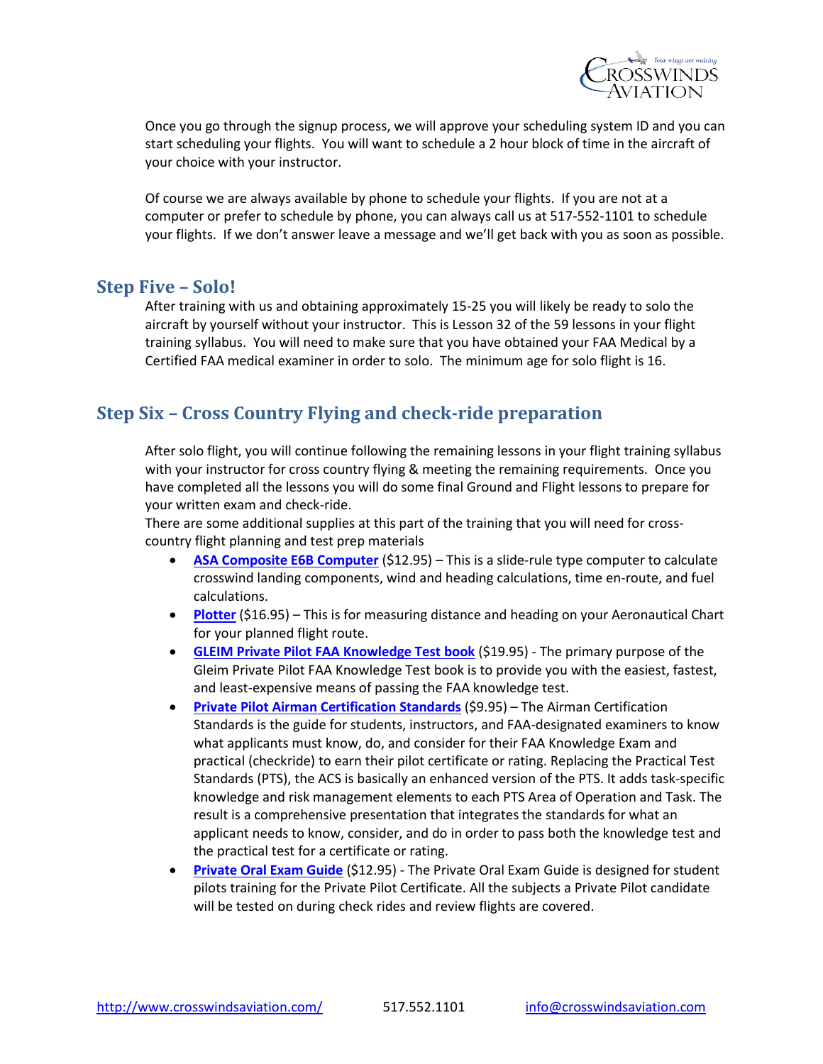Once you go through the signup process, we will approve your scheduling system ID and you can start scheduling your flights. You will want to schedule a 2 hour block of time in the aircraft of your choice with your instructor.

Of course we are always available by phone to schedule your flights. If you are not at a computer or prefer to schedule by phone, you can always call us at 517-552-1101 to schedule your flights. If we don't answer leave a message and we'll get back with you as soon as possible.

## Step Five – Solo!

After training with us and obtaining approximately 15-25 you will likely be ready to solo the aircraft by yourself without your instructor. This is Lesson 32 of the 59 lessons in your flight training syllabus. You will need to make sure that you have obtained your FAA Medical by a Certified FAA medical examiner in order to solo. The minimum age for solo flight is 16.

## Step Six – Cross Country Flying and check-ride preparation

After solo flight, you will continue following the remaining lessons in your flight training syllabus with your instructor for cross country flying & meeting the remaining requirements. Once you have completed all the lessons you will do some final Ground and Flight lessons to prepare for your written exam and check-ride.
There are some additional supplies at this part of the training that you will need for cross-country flight planning and test prep materials

- **ASA Composite E6B Computer** ($12.95) – This is a slide-rule type computer to calculate crosswind landing components, wind and heading calculations, time en-route, and fuel calculations.
- **Plotter** ($16.95) – This is for measuring distance and heading on your Aeronautical Chart for your planned flight route.
- **GLEIM Private Pilot FAA Knowledge Test book** ($19.95) - The primary purpose of the Gleim Private Pilot FAA Knowledge Test book is to provide you with the easiest, fastest, and least-expensive means of passing the FAA knowledge test.
- **Private Pilot Airman Certification Standards** ($9.95) – The Airman Certification Standards is the guide for students, instructors, and FAA-designated examiners to know what applicants must know, do, and consider for their FAA Knowledge Exam and practical (checkride) to earn their pilot certificate or rating. Replacing the Practical Test Standards (PTS), the ACS is basically an enhanced version of the PTS. It adds task-specific knowledge and risk management elements to each PTS Area of Operation and Task. The result is a comprehensive presentation that integrates the standards for what an applicant needs to know, consider, and do in order to pass both the knowledge test and the practical test for a certificate or rating.
- **Private Oral Exam Guide** ($12.95) - The Private Oral Exam Guide is designed for student pilots training for the Private Pilot Certificate. All the subjects a Private Pilot candidate will be tested on during check rides and review flights are covered.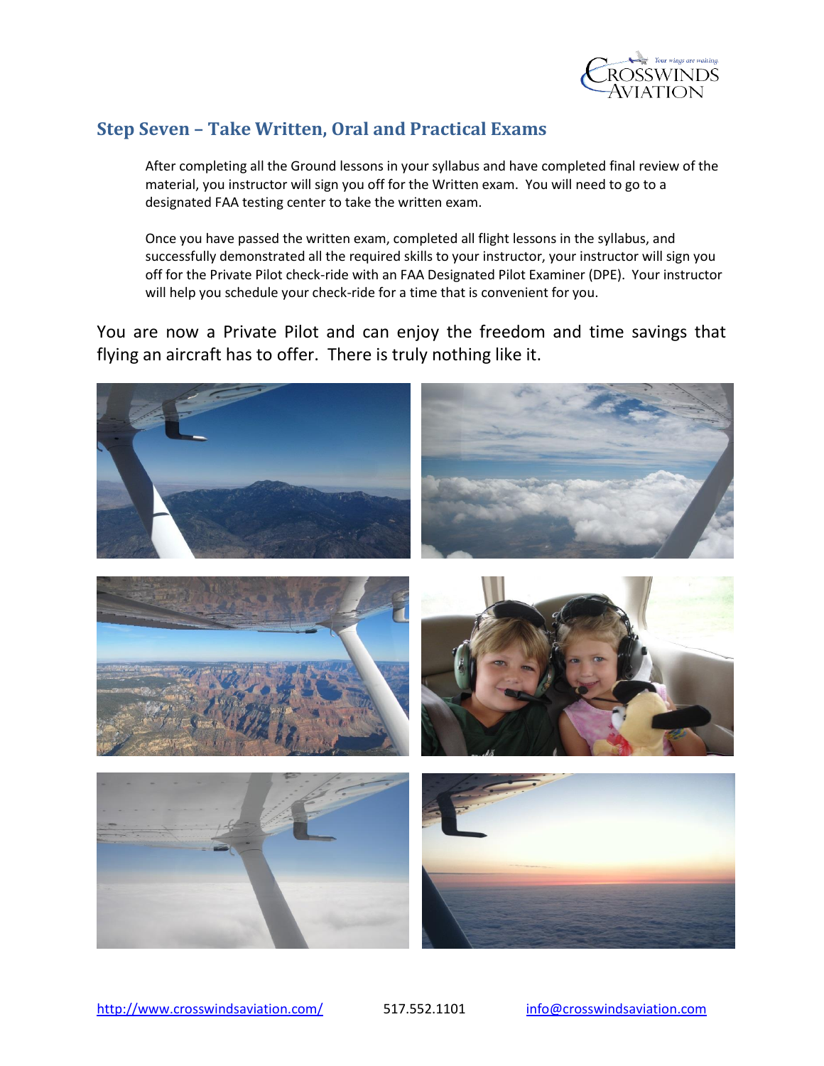## Step Seven – Take Written, Oral and Practical Exams

After completing all the Ground lessons in your syllabus and have completed final review of the material, you instructor will sign you off for the Written exam. You will need to go to a designated FAA testing center to take the written exam.

Once you have passed the written exam, completed all flight lessons in the syllabus, and successfully demonstrated all the required skills to your instructor, your instructor will sign you off for the Private Pilot check-ride with an FAA Designated Pilot Examiner (DPE). Your instructor will help you schedule your check-ride for a time that is convenient for you.

You are now a Private Pilot and can enjoy the freedom and time savings that flying an aircraft has to offer. There is truly nothing like it.

http://www.crosswindsaviation.com/ 517.552.1101 info@crosswindsaviation.com